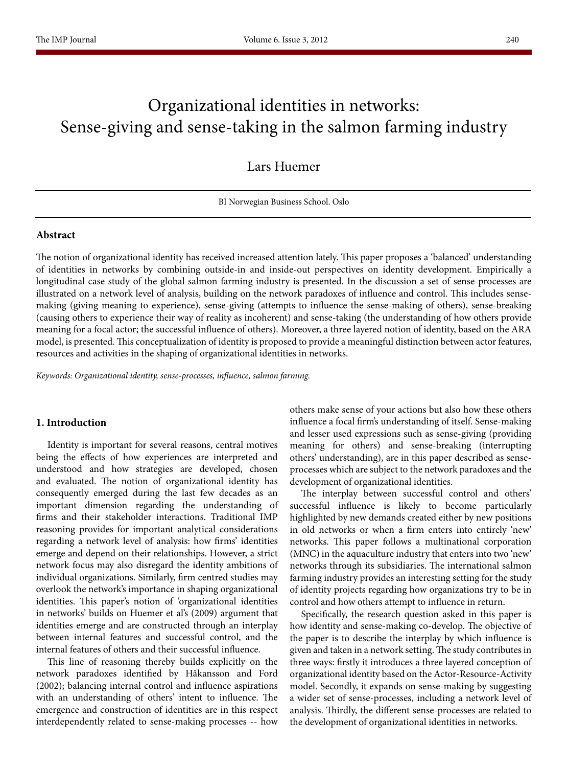# Organizational identities in networks: Sense-giving and sense-taking in the salmon farming industry

Lars Huemer

BI Norwegian Business School. Oslo

## Abstract

The notion of organizational identity has received increased attention lately. This paper proposes a 'balanced' understanding of identities in networks by combining outside-in and inside-out perspectives on identity development. Empirically a longitudinal case study of the global salmon farming industry is presented. In the discussion a set of sense-processes are illustrated on a network level of analysis, building on the network paradoxes of influence and control. This includes sense-making (giving meaning to experience), sense-giving (attempts to influence the sense-making of others), sense-breaking (causing others to experience their way of reality as incoherent) and sense-taking (the understanding of how others provide meaning for a focal actor; the successful influence of others). Moreover, a three layered notion of identity, based on the ARA model, is presented. This conceptualization of identity is proposed to provide a meaningful distinction between actor features, resources and activities in the shaping of organizational identities in networks.

*Keywords: Organizational identity, sense-processes, influence, salmon farming.*

## 1. Introduction

Identity is important for several reasons, central motives being the effects of how experiences are interpreted and understood and how strategies are developed, chosen and evaluated. The notion of organizational identity has consequently emerged during the last few decades as an important dimension regarding the understanding of firms and their stakeholder interactions. Traditional IMP reasoning provides for important analytical considerations regarding a network level of analysis: how firms' identities emerge and depend on their relationships. However, a strict network focus may also disregard the identity ambitions of individual organizations. Similarly, firm centred studies may overlook the network's importance in shaping organizational identities. This paper's notion of 'organizational identities in networks' builds on Huemer et al's (2009) argument that identities emerge and are constructed through an interplay between internal features and successful control, and the internal features of others and their successful influence.

This line of reasoning thereby builds explicitly on the network paradoxes identified by Håkansson and Ford (2002); balancing internal control and influence aspirations with an understanding of others' intent to influence. The emergence and construction of identities are in this respect interdependently related to sense-making processes -- how others make sense of your actions but also how these others influence a focal firm's understanding of itself. Sense-making and lesser used expressions such as sense-giving (providing meaning for others) and sense-breaking (interrupting others' understanding), are in this paper described as sense-processes which are subject to the network paradoxes and the development of organizational identities.

The interplay between successful control and others' successful influence is likely to become particularly highlighted by new demands created either by new positions in old networks or when a firm enters into entirely 'new' networks. This paper follows a multinational corporation (MNC) in the aquaculture industry that enters into two 'new' networks through its subsidiaries. The international salmon farming industry provides an interesting setting for the study of identity projects regarding how organizations try to be in control and how others attempt to influence in return.

Specifically, the research question asked in this paper is how identity and sense-making co-develop. The objective of the paper is to describe the interplay by which influence is given and taken in a network setting. The study contributes in three ways: firstly it introduces a three layered conception of organizational identity based on the Actor-Resource-Activity model. Secondly, it expands on sense-making by suggesting a wider set of sense-processes, including a network level of analysis. Thirdly, the different sense-processes are related to the development of organizational identities in networks.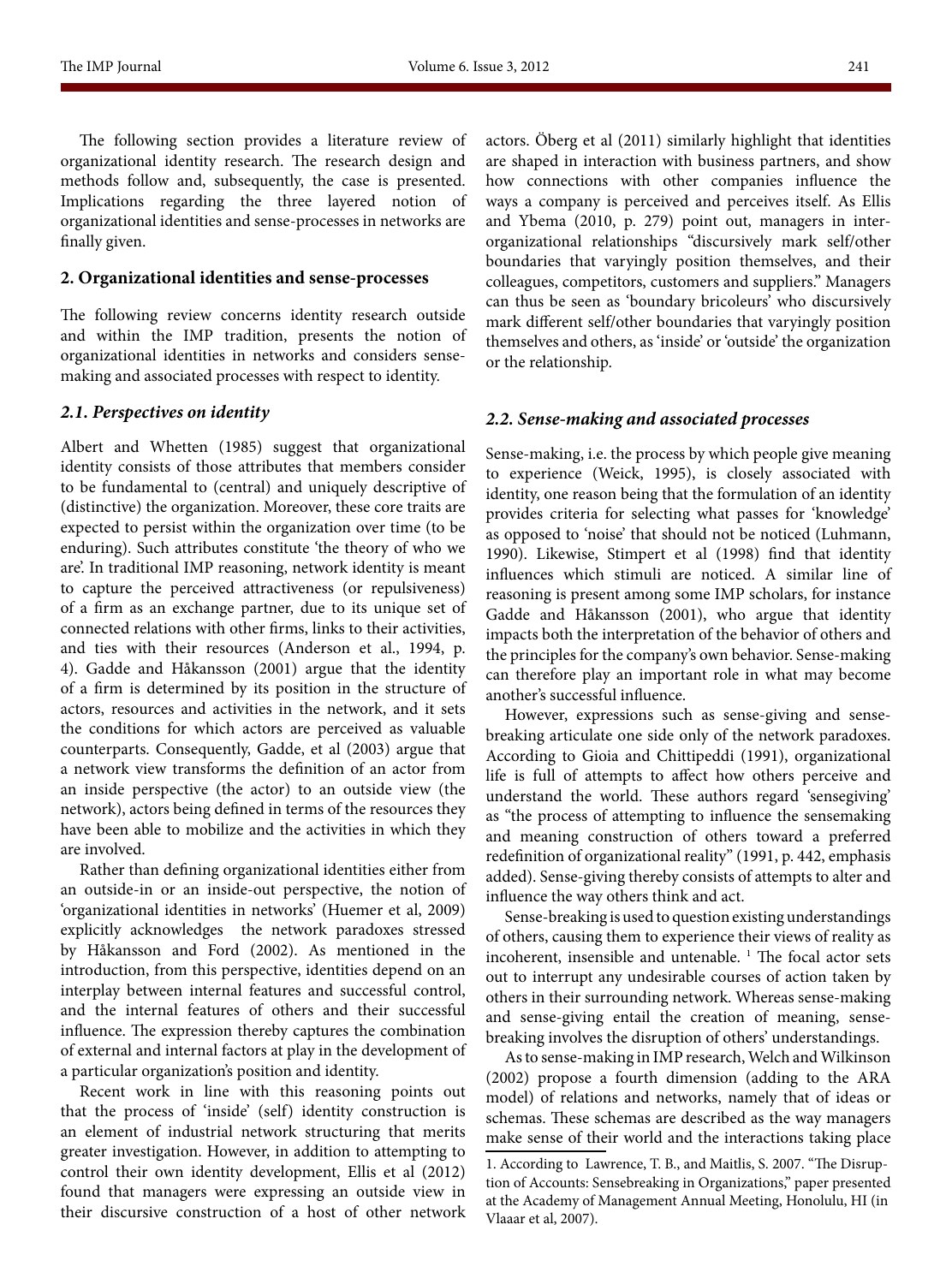The following section provides a literature review of organizational identity research. The research design and methods follow and, subsequently, the case is presented. Implications regarding the three layered notion of organizational identities and sense-processes in networks are finally given.

## 2. Organizational identities and sense-processes

The following review concerns identity research outside and within the IMP tradition, presents the notion of organizational identities in networks and considers sense-making and associated processes with respect to identity.

### *2.1. Perspectives on identity*

Albert and Whetten (1985) suggest that organizational identity consists of those attributes that members consider to be fundamental to (central) and uniquely descriptive of (distinctive) the organization. Moreover, these core traits are expected to persist within the organization over time (to be enduring). Such attributes constitute 'the theory of who we are'. In traditional IMP reasoning, network identity is meant to capture the perceived attractiveness (or repulsiveness) of a firm as an exchange partner, due to its unique set of connected relations with other firms, links to their activities, and ties with their resources (Anderson et al., 1994, p. 4). Gadde and Håkansson (2001) argue that the identity of a firm is determined by its position in the structure of actors, resources and activities in the network, and it sets the conditions for which actors are perceived as valuable counterparts. Consequently, Gadde, et al (2003) argue that a network view transforms the definition of an actor from an inside perspective (the actor) to an outside view (the network), actors being defined in terms of the resources they have been able to mobilize and the activities in which they are involved.

Rather than defining organizational identities either from an outside-in or an inside-out perspective, the notion of 'organizational identities in networks' (Huemer et al, 2009) explicitly acknowledges the network paradoxes stressed by Håkansson and Ford (2002). As mentioned in the introduction, from this perspective, identities depend on an interplay between internal features and successful control, and the internal features of others and their successful influence. The expression thereby captures the combination of external and internal factors at play in the development of a particular organization's position and identity.

Recent work in line with this reasoning points out that the process of 'inside' (self) identity construction is an element of industrial network structuring that merits greater investigation. However, in addition to attempting to control their own identity development, Ellis et al (2012) found that managers were expressing an outside view in their discursive construction of a host of other network actors. Öberg et al (2011) similarly highlight that identities are shaped in interaction with business partners, and show how connections with other companies influence the ways a company is perceived and perceives itself. As Ellis and Ybema (2010, p. 279) point out, managers in inter-organizational relationships "discursively mark self/other boundaries that varyingly position themselves, and their colleagues, competitors, customers and suppliers." Managers can thus be seen as 'boundary bricoleurs' who discursively mark different self/other boundaries that varyingly position themselves and others, as 'inside' or 'outside' the organization or the relationship.

### *2.2. Sense-making and associated processes*

Sense-making, i.e. the process by which people give meaning to experience (Weick, 1995), is closely associated with identity, one reason being that the formulation of an identity provides criteria for selecting what passes for 'knowledge' as opposed to 'noise' that should not be noticed (Luhmann, 1990). Likewise, Stimpert et al (1998) find that identity influences which stimuli are noticed. A similar line of reasoning is present among some IMP scholars, for instance Gadde and Håkansson (2001), who argue that identity impacts both the interpretation of the behavior of others and the principles for the company's own behavior. Sense-making can therefore play an important role in what may become another's successful influence.

However, expressions such as sense-giving and sense-breaking articulate one side only of the network paradoxes. According to Gioia and Chittipeddi (1991), organizational life is full of attempts to affect how others perceive and understand the world. These authors regard 'sensegiving' as "the process of attempting to influence the sensemaking and meaning construction of others toward a preferred redefinition of organizational reality" (1991, p. 442, emphasis added). Sense-giving thereby consists of attempts to alter and influence the way others think and act.

Sense-breaking is used to question existing understandings of others, causing them to experience their views of reality as incoherent, insensible and untenable. [1] The focal actor sets out to interrupt any undesirable courses of action taken by others in their surrounding network. Whereas sense-making and sense-giving entail the creation of meaning, sense-breaking involves the disruption of others' understandings.

As to sense-making in IMP research, Welch and Wilkinson (2002) propose a fourth dimension (adding to the ARA model) of relations and networks, namely that of ideas or schemas. These schemas are described as the way managers make sense of their world and the interactions taking place

1. According to Lawrence, T. B., and Maitlis, S. 2007. "The Disruption of Accounts: Sensebreaking in Organizations," paper presented at the Academy of Management Annual Meeting, Honolulu, HI (in Vlaaar et al, 2007).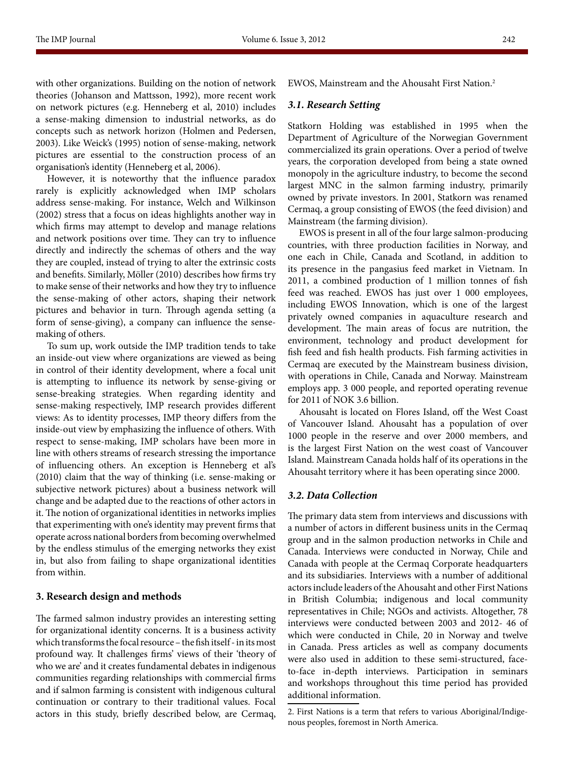with other organizations. Building on the notion of network theories (Johanson and Mattsson, 1992), more recent work on network pictures (e.g. Henneberg et al, 2010) includes a sense-making dimension to industrial networks, as do concepts such as network horizon (Holmen and Pedersen, 2003). Like Weick's (1995) notion of sense-making, network pictures are essential to the construction process of an organisation's identity (Henneberg et al, 2006).

However, it is noteworthy that the influence paradox rarely is explicitly acknowledged when IMP scholars address sense-making. For instance, Welch and Wilkinson (2002) stress that a focus on ideas highlights another way in which firms may attempt to develop and manage relations and network positions over time. They can try to influence directly and indirectly the schemas of others and the way they are coupled, instead of trying to alter the extrinsic costs and benefits. Similarly, Möller (2010) describes how firms try to make sense of their networks and how they try to influence the sense-making of other actors, shaping their network pictures and behavior in turn. Through agenda setting (a form of sense-giving), a company can influence the sense-making of others.

To sum up, work outside the IMP tradition tends to take an inside-out view where organizations are viewed as being in control of their identity development, where a focal unit is attempting to influence its network by sense-giving or sense-breaking strategies. When regarding identity and sense-making respectively, IMP research provides different views: As to identity processes, IMP theory differs from the inside-out view by emphasizing the influence of others. With respect to sense-making, IMP scholars have been more in line with others streams of research stressing the importance of influencing others. An exception is Henneberg et al's (2010) claim that the way of thinking (i.e. sense-making or subjective network pictures) about a business network will change and be adapted due to the reactions of other actors in it. The notion of organizational identities in networks implies that experimenting with one's identity may prevent firms that operate across national borders from becoming overwhelmed by the endless stimulus of the emerging networks they exist in, but also from failing to shape organizational identities from within.

## 3. Research design and methods

The farmed salmon industry provides an interesting setting for organizational identity concerns. It is a business activity which transforms the focal resource – the fish itself - in its most profound way. It challenges firms' views of their 'theory of who we are' and it creates fundamental debates in indigenous communities regarding relationships with commercial firms and if salmon farming is consistent with indigenous cultural continuation or contrary to their traditional values. Focal actors in this study, briefly described below, are Cermaq, EWOS, Mainstream and the Ahousaht First Nation.[2]

### *3.1. Research Setting*

Statkorn Holding was established in 1995 when the Department of Agriculture of the Norwegian Government commercialized its grain operations. Over a period of twelve years, the corporation developed from being a state owned monopoly in the agriculture industry, to become the second largest MNC in the salmon farming industry, primarily owned by private investors. In 2001, Statkorn was renamed Cermaq, a group consisting of EWOS (the feed division) and Mainstream (the farming division).

EWOS is present in all of the four large salmon-producing countries, with three production facilities in Norway, and one each in Chile, Canada and Scotland, in addition to its presence in the pangasius feed market in Vietnam. In 2011, a combined production of 1 million tonnes of fish feed was reached. EWOS has just over 1 000 employees, including EWOS Innovation, which is one of the largest privately owned companies in aquaculture research and development. The main areas of focus are nutrition, the environment, technology and product development for fish feed and fish health products. Fish farming activities in Cermaq are executed by the Mainstream business division, with operations in Chile, Canada and Norway. Mainstream employs app. 3 000 people, and reported operating revenue for 2011 of NOK 3.6 billion.

Ahousaht is located on Flores Island, off the West Coast of Vancouver Island. Ahousaht has a population of over 1000 people in the reserve and over 2000 members, and is the largest First Nation on the west coast of Vancouver Island. Mainstream Canada holds half of its operations in the Ahousaht territory where it has been operating since 2000.

### *3.2. Data Collection*

The primary data stem from interviews and discussions with a number of actors in different business units in the Cermaq group and in the salmon production networks in Chile and Canada. Interviews were conducted in Norway, Chile and Canada with people at the Cermaq Corporate headquarters and its subsidiaries. Interviews with a number of additional actors include leaders of the Ahousaht and other First Nations in British Columbia; indigenous and local community representatives in Chile; NGOs and activists. Altogether, 78 interviews were conducted between 2003 and 2012- 46 of which were conducted in Chile, 20 in Norway and twelve in Canada. Press articles as well as company documents were also used in addition to these semi-structured, face-to-face in-depth interviews. Participation in seminars and workshops throughout this time period has provided additional information.

2. First Nations is a term that refers to various Aboriginal/Indigenous peoples, foremost in North America.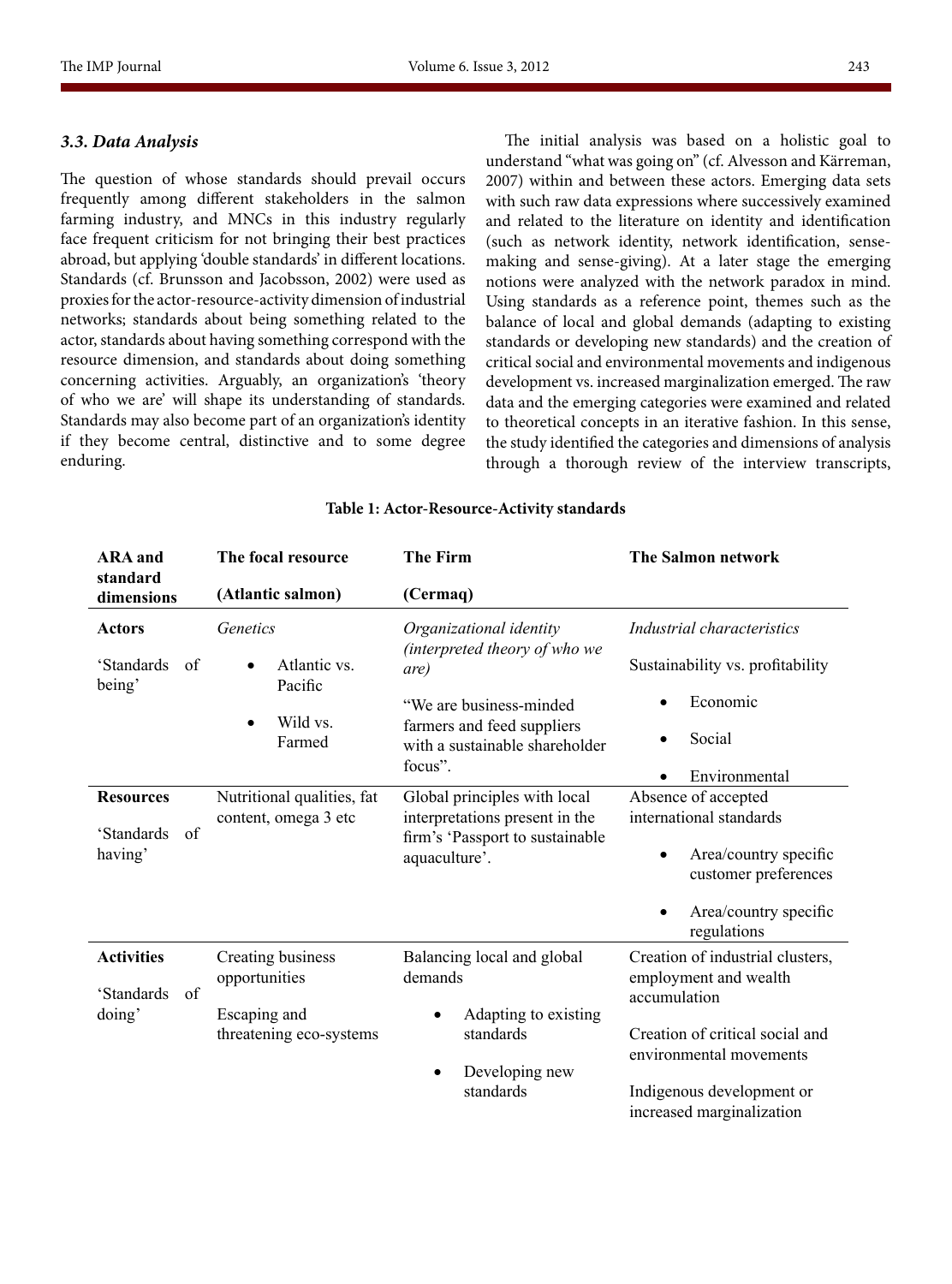### 3.3. Data Analysis

The question of whose standards should prevail occurs frequently among different stakeholders in the salmon farming industry, and MNCs in this industry regularly face frequent criticism for not bringing their best practices abroad, but applying 'double standards' in different locations. Standards (cf. Brunsson and Jacobsson, 2002) were used as proxies for the actor-resource-activity dimension of industrial networks; standards about being something related to the actor, standards about having something correspond with the resource dimension, and standards about doing something concerning activities. Arguably, an organization's 'theory of who we are' will shape its understanding of standards. Standards may also become part of an organization's identity if they become central, distinctive and to some degree enduring.

The initial analysis was based on a holistic goal to understand "what was going on" (cf. Alvesson and Kärreman, 2007) within and between these actors. Emerging data sets with such raw data expressions where successively examined and related to the literature on identity and identification (such as network identity, network identification, sense-making and sense-giving). At a later stage the emerging notions were analyzed with the network paradox in mind. Using standards as a reference point, themes such as the balance of local and global demands (adapting to existing standards or developing new standards) and the creation of critical social and environmental movements and indigenous development vs. increased marginalization emerged. The raw data and the emerging categories were examined and related to theoretical concepts in an iterative fashion. In this sense, the study identified the categories and dimensions of analysis through a thorough review of the interview transcripts,

**Table 1: Actor-Resource-Activity standards**

| ARA and standard dimensions | The focal resource (Atlantic salmon) | The Firm (Cermaq) | The Salmon network |
|---|---|---|---|
| **Actors** 'Standards of being' | *Genetics* • Atlantic vs. Pacific • Wild vs. Farmed | *Organizational identity (interpreted theory of who we are)* "We are business-minded farmers and feed suppliers with a sustainable shareholder focus". | *Industrial characteristics* Sustainability vs. profitability • Economic • Social • Environmental |
| **Resources** 'Standards of having' | Nutritional qualities, fat content, omega 3 etc | Global principles with local interpretations present in the firm's 'Passport to sustainable aquaculture'. | Absence of accepted international standards • Area/country specific customer preferences • Area/country specific regulations |
| **Activities** 'Standards of doing' | Creating business opportunities Escaping and threatening eco-systems | Balancing local and global demands • Adapting to existing standards • Developing new standards | Creation of industrial clusters, employment and wealth accumulation Creation of critical social and environmental movements Indigenous development or increased marginalization |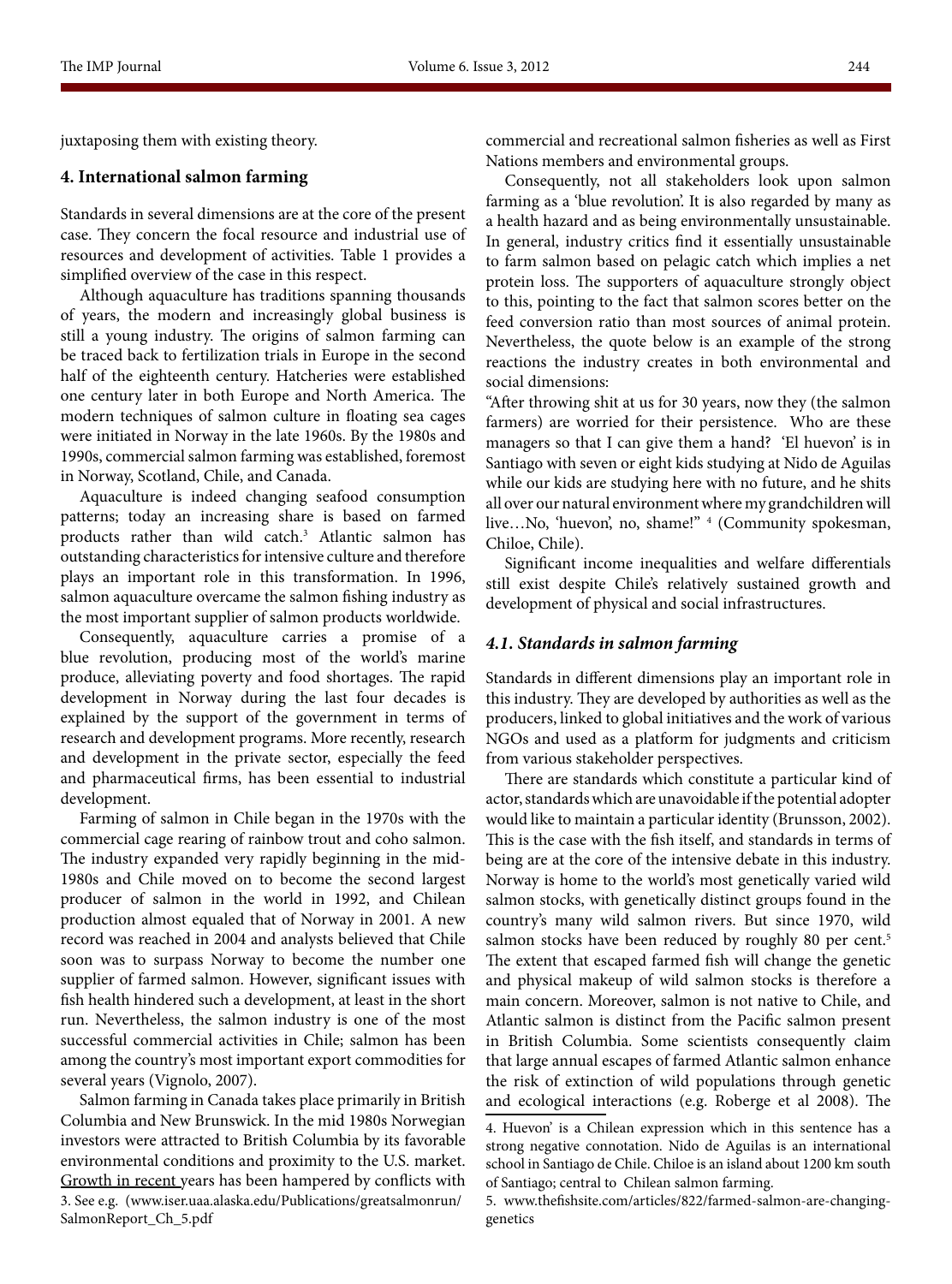juxtaposing them with existing theory.

## 4. International salmon farming

Standards in several dimensions are at the core of the present case. They concern the focal resource and industrial use of resources and development of activities. Table 1 provides a simplified overview of the case in this respect.

Although aquaculture has traditions spanning thousands of years, the modern and increasingly global business is still a young industry. The origins of salmon farming can be traced back to fertilization trials in Europe in the second half of the eighteenth century. Hatcheries were established one century later in both Europe and North America. The modern techniques of salmon culture in floating sea cages were initiated in Norway in the late 1960s. By the 1980s and 1990s, commercial salmon farming was established, foremost in Norway, Scotland, Chile, and Canada.

Aquaculture is indeed changing seafood consumption patterns; today an increasing share is based on farmed products rather than wild catch.[3] Atlantic salmon has outstanding characteristics for intensive culture and therefore plays an important role in this transformation. In 1996, salmon aquaculture overcame the salmon fishing industry as the most important supplier of salmon products worldwide.

Consequently, aquaculture carries a promise of a blue revolution, producing most of the world's marine produce, alleviating poverty and food shortages. The rapid development in Norway during the last four decades is explained by the support of the government in terms of research and development programs. More recently, research and development in the private sector, especially the feed and pharmaceutical firms, has been essential to industrial development.

Farming of salmon in Chile began in the 1970s with the commercial cage rearing of rainbow trout and coho salmon. The industry expanded very rapidly beginning in the mid-1980s and Chile moved on to become the second largest producer of salmon in the world in 1992, and Chilean production almost equaled that of Norway in 2001. A new record was reached in 2004 and analysts believed that Chile soon was to surpass Norway to become the number one supplier of farmed salmon. However, significant issues with fish health hindered such a development, at least in the short run. Nevertheless, the salmon industry is one of the most successful commercial activities in Chile; salmon has been among the country's most important export commodities for several years (Vignolo, 2007).

Salmon farming in Canada takes place primarily in British Columbia and New Brunswick. In the mid 1980s Norwegian investors were attracted to British Columbia by its favorable environmental conditions and proximity to the U.S. market. Growth in recent years has been hampered by conflicts with commercial and recreational salmon fisheries as well as First Nations members and environmental groups.

Consequently, not all stakeholders look upon salmon farming as a 'blue revolution'. It is also regarded by many as a health hazard and as being environmentally unsustainable. In general, industry critics find it essentially unsustainable to farm salmon based on pelagic catch which implies a net protein loss. The supporters of aquaculture strongly object to this, pointing to the fact that salmon scores better on the feed conversion ratio than most sources of animal protein. Nevertheless, the quote below is an example of the strong reactions the industry creates in both environmental and social dimensions:

"After throwing shit at us for 30 years, now they (the salmon farmers) are worried for their persistence. Who are these managers so that I can give them a hand? 'El huevon' is in Santiago with seven or eight kids studying at Nido de Aguilas while our kids are studying here with no future, and he shits all over our natural environment where my grandchildren will live…No, 'huevon', no, shame!" [4] (Community spokesman, Chiloe, Chile).

Significant income inequalities and welfare differentials still exist despite Chile's relatively sustained growth and development of physical and social infrastructures.

### *4.1. Standards in salmon farming*

Standards in different dimensions play an important role in this industry. They are developed by authorities as well as the producers, linked to global initiatives and the work of various NGOs and used as a platform for judgments and criticism from various stakeholder perspectives.

There are standards which constitute a particular kind of actor, standards which are unavoidable if the potential adopter would like to maintain a particular identity (Brunsson, 2002). This is the case with the fish itself, and standards in terms of being are at the core of the intensive debate in this industry. Norway is home to the world's most genetically varied wild salmon stocks, with genetically distinct groups found in the country's many wild salmon rivers. But since 1970, wild salmon stocks have been reduced by roughly 80 per cent.[5] The extent that escaped farmed fish will change the genetic and physical makeup of wild salmon stocks is therefore a main concern. Moreover, salmon is not native to Chile, and Atlantic salmon is distinct from the Pacific salmon present in British Columbia. Some scientists consequently claim that large annual escapes of farmed Atlantic salmon enhance the risk of extinction of wild populations through genetic and ecological interactions (e.g. Roberge et al 2008). The

3. See e.g. (www.iser.uaa.alaska.edu/Publications/greatsalmonrun/SalmonReport_Ch_5.pdf

4. Huevon' is a Chilean expression which in this sentence has a strong negative connotation. Nido de Aguilas is an international school in Santiago de Chile. Chiloe is an island about 1200 km south of Santiago; central to Chilean salmon farming.

5. www.thefishsite.com/articles/822/farmed-salmon-are-changing-genetics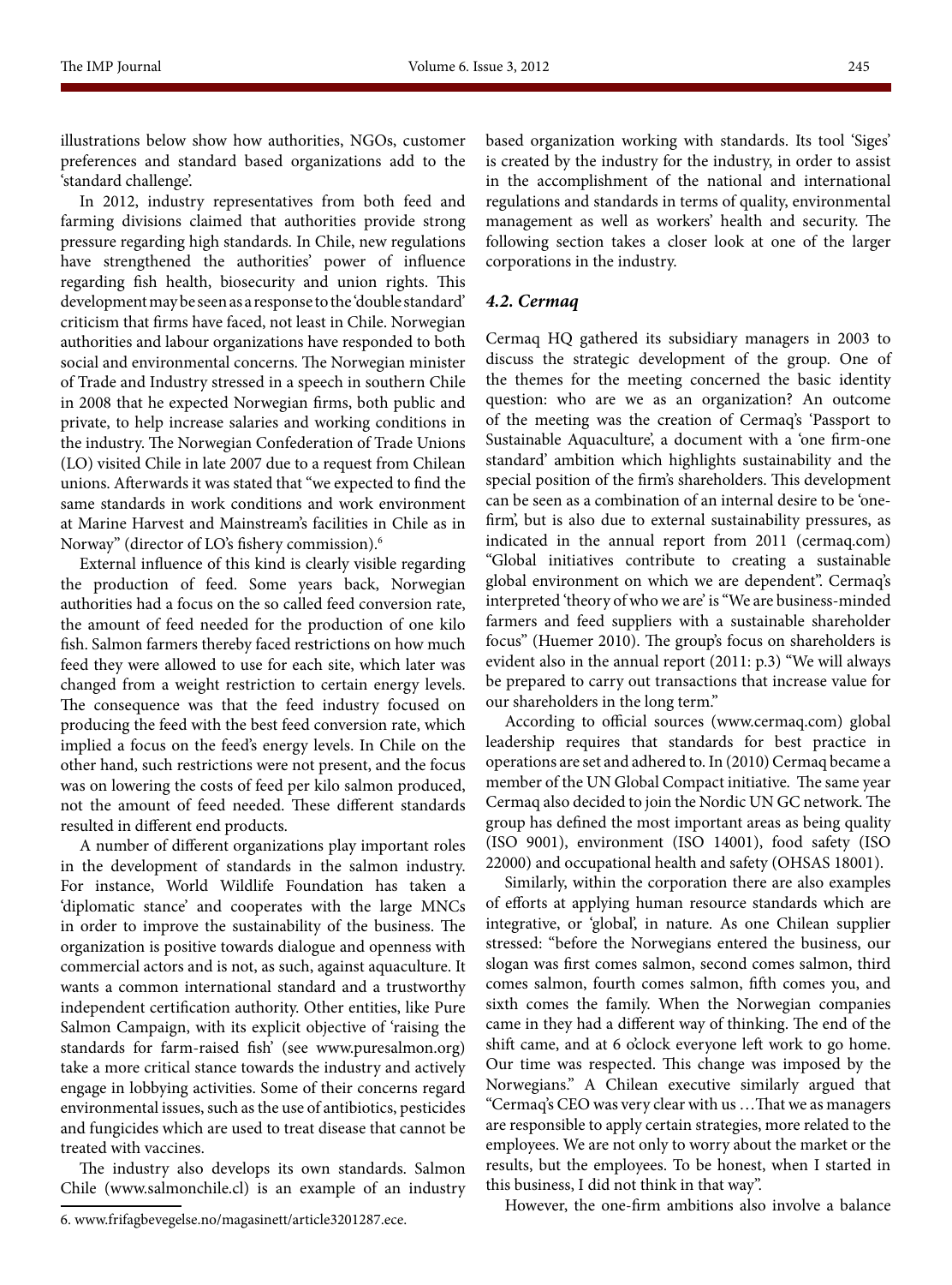illustrations below show how authorities, NGOs, customer preferences and standard based organizations add to the 'standard challenge'.

In 2012, industry representatives from both feed and farming divisions claimed that authorities provide strong pressure regarding high standards. In Chile, new regulations have strengthened the authorities' power of influence regarding fish health, biosecurity and union rights. This development may be seen as a response to the 'double standard' criticism that firms have faced, not least in Chile. Norwegian authorities and labour organizations have responded to both social and environmental concerns. The Norwegian minister of Trade and Industry stressed in a speech in southern Chile in 2008 that he expected Norwegian firms, both public and private, to help increase salaries and working conditions in the industry. The Norwegian Confederation of Trade Unions (LO) visited Chile in late 2007 due to a request from Chilean unions. Afterwards it was stated that "we expected to find the same standards in work conditions and work environment at Marine Harvest and Mainstream's facilities in Chile as in Norway" (director of LO's fishery commission).[6]

External influence of this kind is clearly visible regarding the production of feed. Some years back, Norwegian authorities had a focus on the so called feed conversion rate, the amount of feed needed for the production of one kilo fish. Salmon farmers thereby faced restrictions on how much feed they were allowed to use for each site, which later was changed from a weight restriction to certain energy levels. The consequence was that the feed industry focused on producing the feed with the best feed conversion rate, which implied a focus on the feed's energy levels. In Chile on the other hand, such restrictions were not present, and the focus was on lowering the costs of feed per kilo salmon produced, not the amount of feed needed. These different standards resulted in different end products.

A number of different organizations play important roles in the development of standards in the salmon industry. For instance, World Wildlife Foundation has taken a 'diplomatic stance' and cooperates with the large MNCs in order to improve the sustainability of the business. The organization is positive towards dialogue and openness with commercial actors and is not, as such, against aquaculture. It wants a common international standard and a trustworthy independent certification authority. Other entities, like Pure Salmon Campaign, with its explicit objective of 'raising the standards for farm-raised fish' (see www.puresalmon.org) take a more critical stance towards the industry and actively engage in lobbying activities. Some of their concerns regard environmental issues, such as the use of antibiotics, pesticides and fungicides which are used to treat disease that cannot be treated with vaccines.

The industry also develops its own standards. Salmon Chile (www.salmonchile.cl) is an example of an industry based organization working with standards. Its tool 'Siges' is created by the industry for the industry, in order to assist in the accomplishment of the national and international regulations and standards in terms of quality, environmental management as well as workers' health and security. The following section takes a closer look at one of the larger corporations in the industry.

### *4.2. Cermaq*

Cermaq HQ gathered its subsidiary managers in 2003 to discuss the strategic development of the group. One of the themes for the meeting concerned the basic identity question: who are we as an organization? An outcome of the meeting was the creation of Cermaq's 'Passport to Sustainable Aquaculture', a document with a 'one firm-one standard' ambition which highlights sustainability and the special position of the firm's shareholders. This development can be seen as a combination of an internal desire to be 'one-firm', but is also due to external sustainability pressures, as indicated in the annual report from 2011 (cermaq.com) "Global initiatives contribute to creating a sustainable global environment on which we are dependent". Cermaq's interpreted 'theory of who we are' is "We are business-minded farmers and feed suppliers with a sustainable shareholder focus" (Huemer 2010). The group's focus on shareholders is evident also in the annual report (2011: p.3) "We will always be prepared to carry out transactions that increase value for our shareholders in the long term."

According to official sources (www.cermaq.com) global leadership requires that standards for best practice in operations are set and adhered to. In (2010) Cermaq became a member of the UN Global Compact initiative. The same year Cermaq also decided to join the Nordic UN GC network. The group has defined the most important areas as being quality (ISO 9001), environment (ISO 14001), food safety (ISO 22000) and occupational health and safety (OHSAS 18001).

Similarly, within the corporation there are also examples of efforts at applying human resource standards which are integrative, or 'global', in nature. As one Chilean supplier stressed: "before the Norwegians entered the business, our slogan was first comes salmon, second comes salmon, third comes salmon, fourth comes salmon, fifth comes you, and sixth comes the family. When the Norwegian companies came in they had a different way of thinking. The end of the shift came, and at 6 o'clock everyone left work to go home. Our time was respected. This change was imposed by the Norwegians." A Chilean executive similarly argued that "Cermaq's CEO was very clear with us …That we as managers are responsible to apply certain strategies, more related to the employees. We are not only to worry about the market or the results, but the employees. To be honest, when I started in this business, I did not think in that way".

However, the one-firm ambitions also involve a balance

6. www.frifagbevegelse.no/magasinett/article3201287.ece.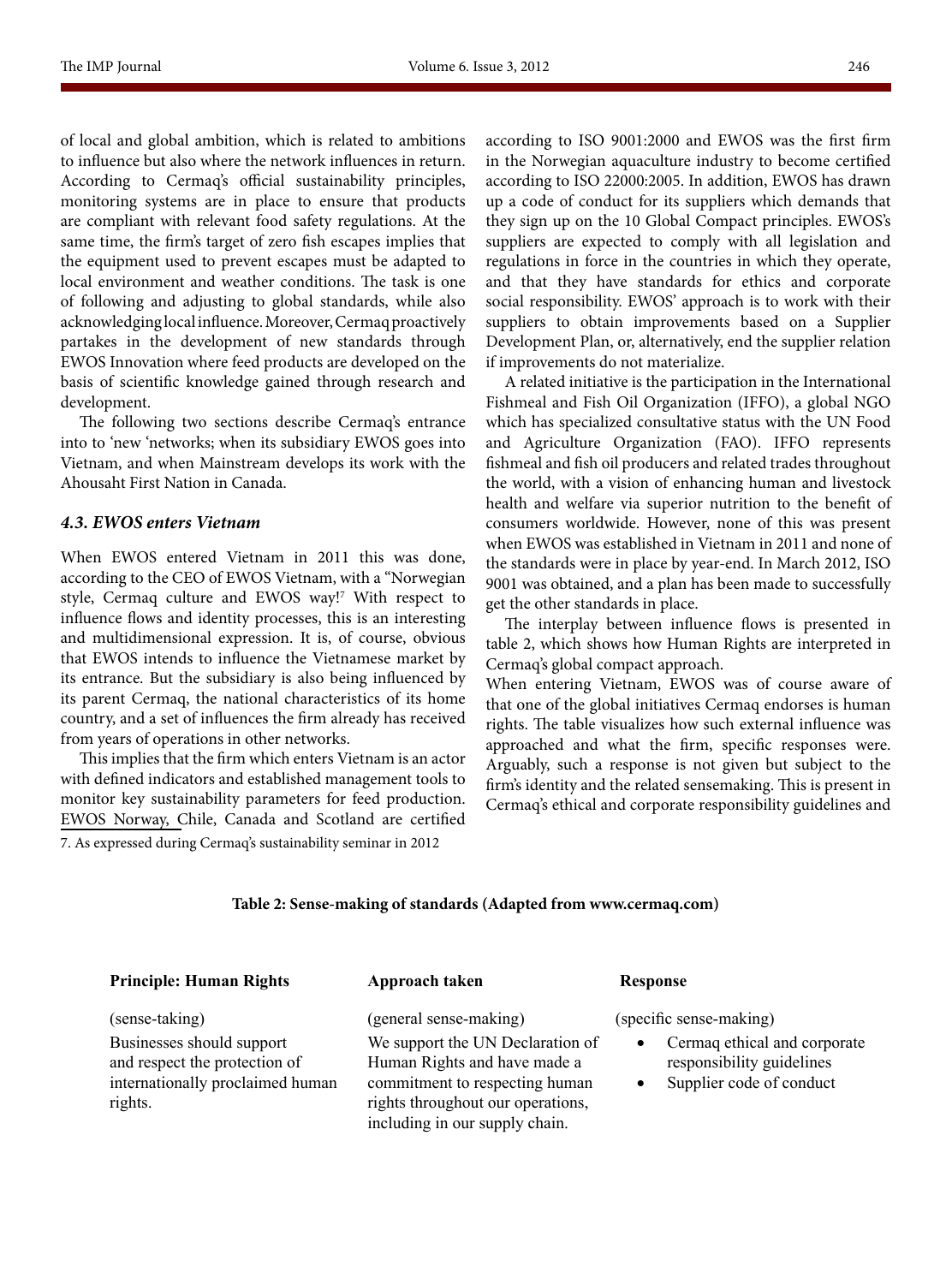of local and global ambition, which is related to ambitions to influence but also where the network influences in return. According to Cermaq's official sustainability principles, monitoring systems are in place to ensure that products are compliant with relevant food safety regulations. At the same time, the firm's target of zero fish escapes implies that the equipment used to prevent escapes must be adapted to local environment and weather conditions. The task is one of following and adjusting to global standards, while also acknowledging local influence. Moreover, Cermaq proactively partakes in the development of new standards through EWOS Innovation where feed products are developed on the basis of scientific knowledge gained through research and development.

The following two sections describe Cermaq's entrance into to 'new 'networks; when its subsidiary EWOS goes into Vietnam, and when Mainstream develops its work with the Ahousaht First Nation in Canada.

### *4.3. EWOS enters Vietnam*

When EWOS entered Vietnam in 2011 this was done, according to the CEO of EWOS Vietnam, with a "Norwegian style, Cermaq culture and EWOS way![7] With respect to influence flows and identity processes, this is an interesting and multidimensional expression. It is, of course, obvious that EWOS intends to influence the Vietnamese market by its entrance. But the subsidiary is also being influenced by its parent Cermaq, the national characteristics of its home country, and a set of influences the firm already has received from years of operations in other networks.

This implies that the firm which enters Vietnam is an actor with defined indicators and established management tools to monitor key sustainability parameters for feed production. EWOS Norway, Chile, Canada and Scotland are certified according to ISO 9001:2000 and EWOS was the first firm in the Norwegian aquaculture industry to become certified according to ISO 22000:2005. In addition, EWOS has drawn up a code of conduct for its suppliers which demands that they sign up on the 10 Global Compact principles. EWOS's suppliers are expected to comply with all legislation and regulations in force in the countries in which they operate, and that they have standards for ethics and corporate social responsibility. EWOS' approach is to work with their suppliers to obtain improvements based on a Supplier Development Plan, or, alternatively, end the supplier relation if improvements do not materialize.

A related initiative is the participation in the International Fishmeal and Fish Oil Organization (IFFO), a global NGO which has specialized consultative status with the UN Food and Agriculture Organization (FAO). IFFO represents fishmeal and fish oil producers and related trades throughout the world, with a vision of enhancing human and livestock health and welfare via superior nutrition to the benefit of consumers worldwide. However, none of this was present when EWOS was established in Vietnam in 2011 and none of the standards were in place by year-end. In March 2012, ISO 9001 was obtained, and a plan has been made to successfully get the other standards in place.

The interplay between influence flows is presented in table 2, which shows how Human Rights are interpreted in Cermaq's global compact approach.

When entering Vietnam, EWOS was of course aware of that one of the global initiatives Cermaq endorses is human rights. The table visualizes how such external influence was approached and what the firm, specific responses were. Arguably, such a response is not given but subject to the firm's identity and the related sensemaking. This is present in Cermaq's ethical and corporate responsibility guidelines and

7. As expressed during Cermaq's sustainability seminar in 2012

**Table 2: Sense-making of standards (Adapted from www.cermaq.com)**

| **Principle: Human Rights** | **Approach taken** | **Response** |
|---|---|---|
| (sense-taking) | (general sense-making) | (specific sense-making) |
| Businesses should support and respect the protection of internationally proclaimed human rights. | We support the UN Declaration of Human Rights and have made a commitment to respecting human rights throughout our operations, including in our supply chain. | • Cermaq ethical and corporate responsibility guidelines<br>• Supplier code of conduct |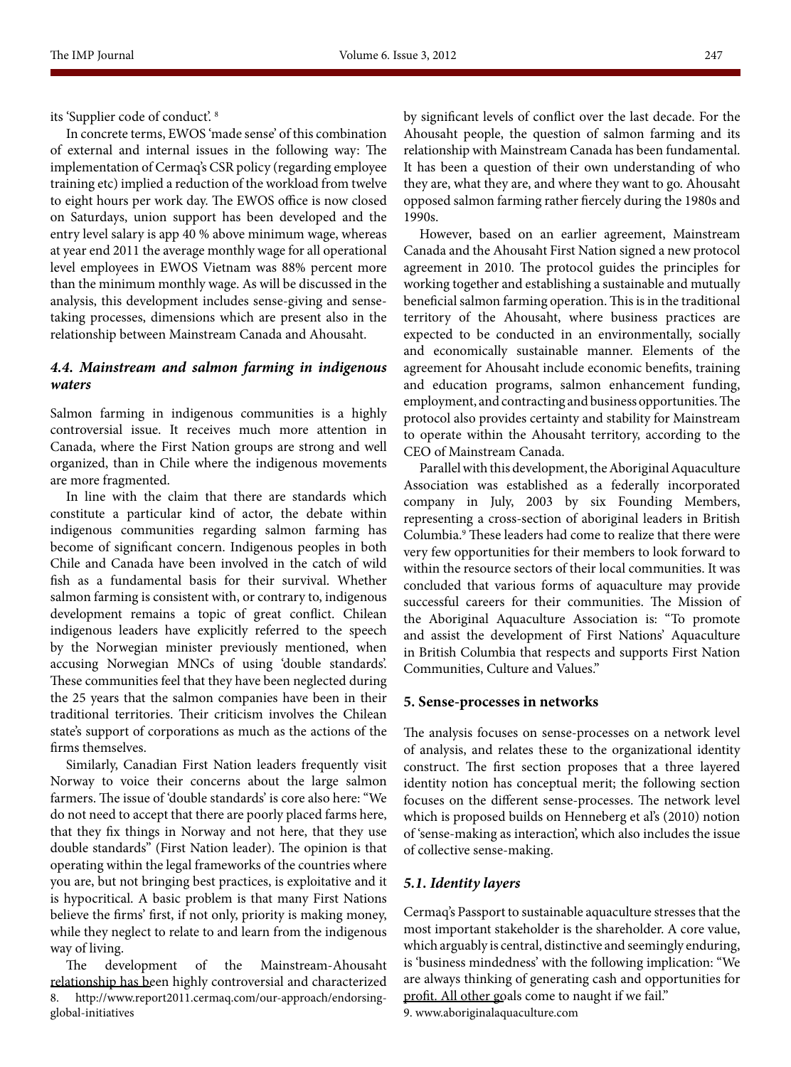its 'Supplier code of conduct'.[8]

In concrete terms, EWOS 'made sense' of this combination of external and internal issues in the following way: The implementation of Cermaq's CSR policy (regarding employee training etc) implied a reduction of the workload from twelve to eight hours per work day. The EWOS office is now closed on Saturdays, union support has been developed and the entry level salary is app 40 % above minimum wage, whereas at year end 2011 the average monthly wage for all operational level employees in EWOS Vietnam was 88% percent more than the minimum monthly wage. As will be discussed in the analysis, this development includes sense-giving and sense-taking processes, dimensions which are present also in the relationship between Mainstream Canada and Ahousaht.

### *4.4. Mainstream and salmon farming in indigenous waters*

Salmon farming in indigenous communities is a highly controversial issue. It receives much more attention in Canada, where the First Nation groups are strong and well organized, than in Chile where the indigenous movements are more fragmented.

In line with the claim that there are standards which constitute a particular kind of actor, the debate within indigenous communities regarding salmon farming has become of significant concern. Indigenous peoples in both Chile and Canada have been involved in the catch of wild fish as a fundamental basis for their survival. Whether salmon farming is consistent with, or contrary to, indigenous development remains a topic of great conflict. Chilean indigenous leaders have explicitly referred to the speech by the Norwegian minister previously mentioned, when accusing Norwegian MNCs of using 'double standards'. These communities feel that they have been neglected during the 25 years that the salmon companies have been in their traditional territories. Their criticism involves the Chilean state's support of corporations as much as the actions of the firms themselves.

Similarly, Canadian First Nation leaders frequently visit Norway to voice their concerns about the large salmon farmers. The issue of 'double standards' is core also here: "We do not need to accept that there are poorly placed farms here, that they fix things in Norway and not here, that they use double standards" (First Nation leader). The opinion is that operating within the legal frameworks of the countries where you are, but not bringing best practices, is exploitative and it is hypocritical. A basic problem is that many First Nations believe the firms' first, if not only, priority is making money, while they neglect to relate to and learn from the indigenous way of living.

The development of the Mainstream-Ahousaht relationship has been highly controversial and characterized by significant levels of conflict over the last decade. For the Ahousaht people, the question of salmon farming and its relationship with Mainstream Canada has been fundamental. It has been a question of their own understanding of who they are, what they are, and where they want to go. Ahousaht opposed salmon farming rather fiercely during the 1980s and 1990s.

However, based on an earlier agreement, Mainstream Canada and the Ahousaht First Nation signed a new protocol agreement in 2010. The protocol guides the principles for working together and establishing a sustainable and mutually beneficial salmon farming operation. This is in the traditional territory of the Ahousaht, where business practices are expected to be conducted in an environmentally, socially and economically sustainable manner. Elements of the agreement for Ahousaht include economic benefits, training and education programs, salmon enhancement funding, employment, and contracting and business opportunities. The protocol also provides certainty and stability for Mainstream to operate within the Ahousaht territory, according to the CEO of Mainstream Canada.

Parallel with this development, the Aboriginal Aquaculture Association was established as a federally incorporated company in July, 2003 by six Founding Members, representing a cross-section of aboriginal leaders in British Columbia.[9] These leaders had come to realize that there were very few opportunities for their members to look forward to within the resource sectors of their local communities. It was concluded that various forms of aquaculture may provide successful careers for their communities. The Mission of the Aboriginal Aquaculture Association is: "To promote and assist the development of First Nations' Aquaculture in British Columbia that respects and supports First Nation Communities, Culture and Values."

## 5. Sense-processes in networks

The analysis focuses on sense-processes on a network level of analysis, and relates these to the organizational identity construct. The first section proposes that a three layered identity notion has conceptual merit; the following section focuses on the different sense-processes. The network level which is proposed builds on Henneberg et al's (2010) notion of 'sense-making as interaction', which also includes the issue of collective sense-making.

### *5.1. Identity layers*

Cermaq's Passport to sustainable aquaculture stresses that the most important stakeholder is the shareholder. A core value, which arguably is central, distinctive and seemingly enduring, is 'business mindedness' with the following implication: "We are always thinking of generating cash and opportunities for profit. All other goals come to naught if we fail."

8. http://www.report2011.cermaq.com/our-approach/endorsing-global-initiatives

9. www.aboriginalaquaculture.com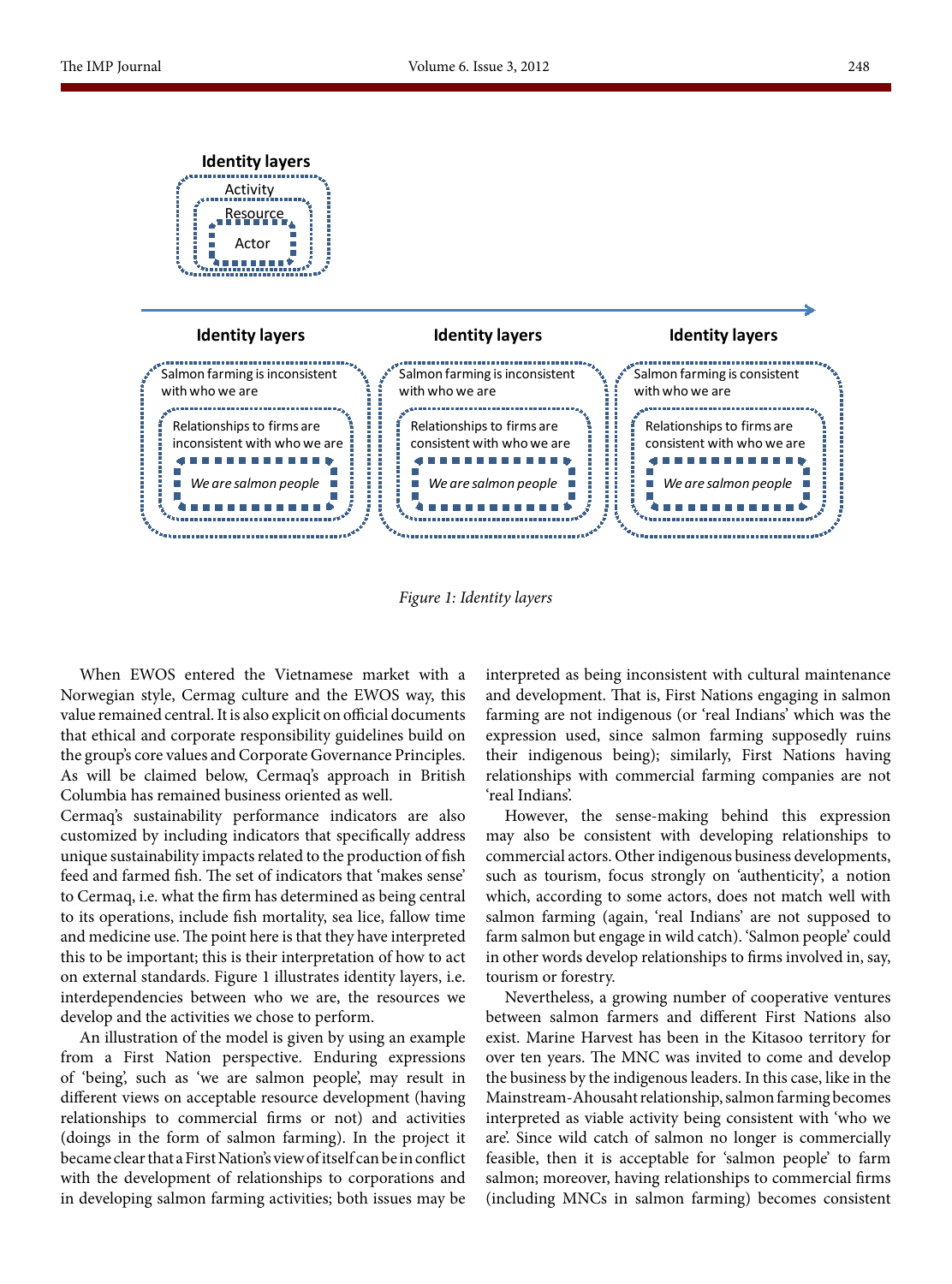**Identity layers**

Activity
Resource
Actor

| Identity layers | Identity layers | Identity layers |
|---|---|---|
| Salmon farming is inconsistent with who we are | Salmon farming is inconsistent with who we are | Salmon farming is consistent with who we are |
| Relationships to firms are inconsistent with who we are | Relationships to firms are consistent with who we are | Relationships to firms are consistent with who we are |
| *We are salmon people* | *We are salmon people* | *We are salmon people* |

*Figure 1: Identity layers*

When EWOS entered the Vietnamese market with a Norwegian style, Cermag culture and the EWOS way, this value remained central. It is also explicit on official documents that ethical and corporate responsibility guidelines build on the group's core values and Corporate Governance Principles. As will be claimed below, Cermaq's approach in British Columbia has remained business oriented as well.

Cermaq's sustainability performance indicators are also customized by including indicators that specifically address unique sustainability impacts related to the production of fish feed and farmed fish. The set of indicators that 'makes sense' to Cermaq, i.e. what the firm has determined as being central to its operations, include fish mortality, sea lice, fallow time and medicine use. The point here is that they have interpreted this to be important; this is their interpretation of how to act on external standards. Figure 1 illustrates identity layers, i.e. interdependencies between who we are, the resources we develop and the activities we chose to perform.

An illustration of the model is given by using an example from a First Nation perspective. Enduring expressions of 'being', such as 'we are salmon people', may result in different views on acceptable resource development (having relationships to commercial firms or not) and activities (doings in the form of salmon farming). In the project it became clear that a First Nation's view of itself can be in conflict with the development of relationships to corporations and in developing salmon farming activities; both issues may be interpreted as being inconsistent with cultural maintenance and development. That is, First Nations engaging in salmon farming are not indigenous (or 'real Indians' which was the expression used, since salmon farming supposedly ruins their indigenous being); similarly, First Nations having relationships with commercial farming companies are not 'real Indians'.

However, the sense-making behind this expression may also be consistent with developing relationships to commercial actors. Other indigenous business developments, such as tourism, focus strongly on 'authenticity', a notion which, according to some actors, does not match well with salmon farming (again, 'real Indians' are not supposed to farm salmon but engage in wild catch). 'Salmon people' could in other words develop relationships to firms involved in, say, tourism or forestry.

Nevertheless, a growing number of cooperative ventures between salmon farmers and different First Nations also exist. Marine Harvest has been in the Kitasoo territory for over ten years. The MNC was invited to come and develop the business by the indigenous leaders. In this case, like in the Mainstream-Ahousaht relationship, salmon farming becomes interpreted as viable activity being consistent with 'who we are'. Since wild catch of salmon no longer is commercially feasible, then it is acceptable for 'salmon people' to farm salmon; moreover, having relationships to commercial firms (including MNCs in salmon farming) becomes consistent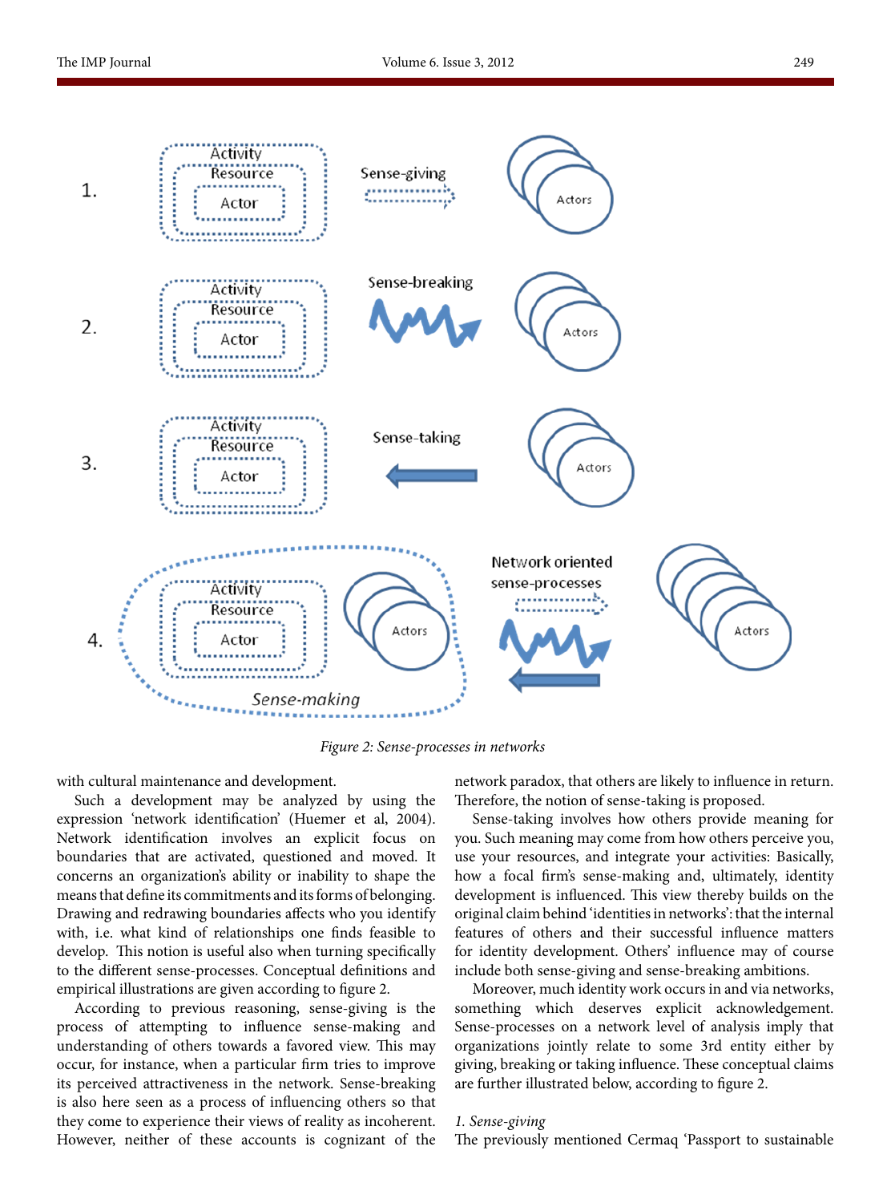*Figure 2: Sense-processes in networks*

with cultural maintenance and development.

Such a development may be analyzed by using the expression 'network identification' (Huemer et al, 2004). Network identification involves an explicit focus on boundaries that are activated, questioned and moved. It concerns an organization's ability or inability to shape the means that define its commitments and its forms of belonging. Drawing and redrawing boundaries affects who you identify with, i.e. what kind of relationships one finds feasible to develop. This notion is useful also when turning specifically to the different sense-processes. Conceptual definitions and empirical illustrations are given according to figure 2.

According to previous reasoning, sense-giving is the process of attempting to influence sense-making and understanding of others towards a favored view. This may occur, for instance, when a particular firm tries to improve its perceived attractiveness in the network. Sense-breaking is also here seen as a process of influencing others so that they come to experience their views of reality as incoherent. However, neither of these accounts is cognizant of the network paradox, that others are likely to influence in return. Therefore, the notion of sense-taking is proposed.

Sense-taking involves how others provide meaning for you. Such meaning may come from how others perceive you, use your resources, and integrate your activities: Basically, how a focal firm's sense-making and, ultimately, identity development is influenced. This view thereby builds on the original claim behind 'identities in networks': that the internal features of others and their successful influence matters for identity development. Others' influence may of course include both sense-giving and sense-breaking ambitions.

Moreover, much identity work occurs in and via networks, something which deserves explicit acknowledgement. Sense-processes on a network level of analysis imply that organizations jointly relate to some 3rd entity either by giving, breaking or taking influence. These conceptual claims are further illustrated below, according to figure 2.

*1. Sense-giving*

The previously mentioned Cermaq 'Passport to sustainable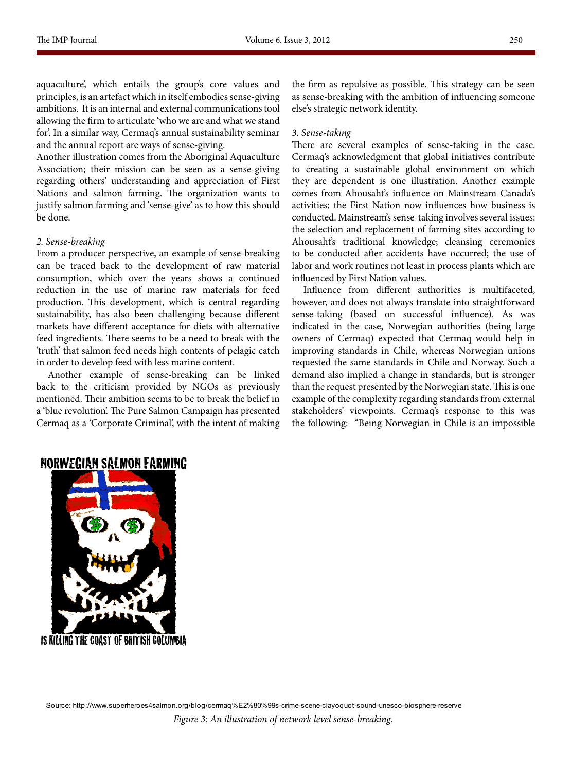aquaculture', which entails the group's core values and principles, is an artefact which in itself embodies sense-giving ambitions. It is an internal and external communications tool allowing the firm to articulate 'who we are and what we stand for'. In a similar way, Cermaq's annual sustainability seminar and the annual report are ways of sense-giving.

Another illustration comes from the Aboriginal Aquaculture Association; their mission can be seen as a sense-giving regarding others' understanding and appreciation of First Nations and salmon farming. The organization wants to justify salmon farming and 'sense-give' as to how this should be done.

*2. Sense-breaking*

From a producer perspective, an example of sense-breaking can be traced back to the development of raw material consumption, which over the years shows a continued reduction in the use of marine raw materials for feed production. This development, which is central regarding sustainability, has also been challenging because different markets have different acceptance for diets with alternative feed ingredients. There seems to be a need to break with the 'truth' that salmon feed needs high contents of pelagic catch in order to develop feed with less marine content.

Another example of sense-breaking can be linked back to the criticism provided by NGOs as previously mentioned. Their ambition seems to be to break the belief in a 'blue revolution'. The Pure Salmon Campaign has presented Cermaq as a 'Corporate Criminal', with the intent of making the firm as repulsive as possible. This strategy can be seen as sense-breaking with the ambition of influencing someone else's strategic network identity.

*3. Sense-taking*

There are several examples of sense-taking in the case. Cermaq's acknowledgment that global initiatives contribute to creating a sustainable global environment on which they are dependent is one illustration. Another example comes from Ahousaht's influence on Mainstream Canada's activities; the First Nation now influences how business is conducted. Mainstream's sense-taking involves several issues: the selection and replacement of farming sites according to Ahousaht's traditional knowledge; cleansing ceremonies to be conducted after accidents have occurred; the use of labor and work routines not least in process plants which are influenced by First Nation values.

Influence from different authorities is multifaceted, however, and does not always translate into straightforward sense-taking (based on successful influence). As was indicated in the case, Norwegian authorities (being large owners of Cermaq) expected that Cermaq would help in improving standards in Chile, whereas Norwegian unions requested the same standards in Chile and Norway. Such a demand also implied a change in standards, but is stronger than the request presented by the Norwegian state. This is one example of the complexity regarding standards from external stakeholders' viewpoints. Cermaq's response to this was the following: "Being Norwegian in Chile is an impossible

NORWEGIAN SALMON FARMING

IS KILLING THE COAST OF BRITISH COLUMBIA

Source: http://www.superheroes4salmon.org/blog/cermaq%E2%80%99s-crime-scene-clayoquot-sound-unesco-biosphere-reserve

*Figure 3: An illustration of network level sense-breaking.*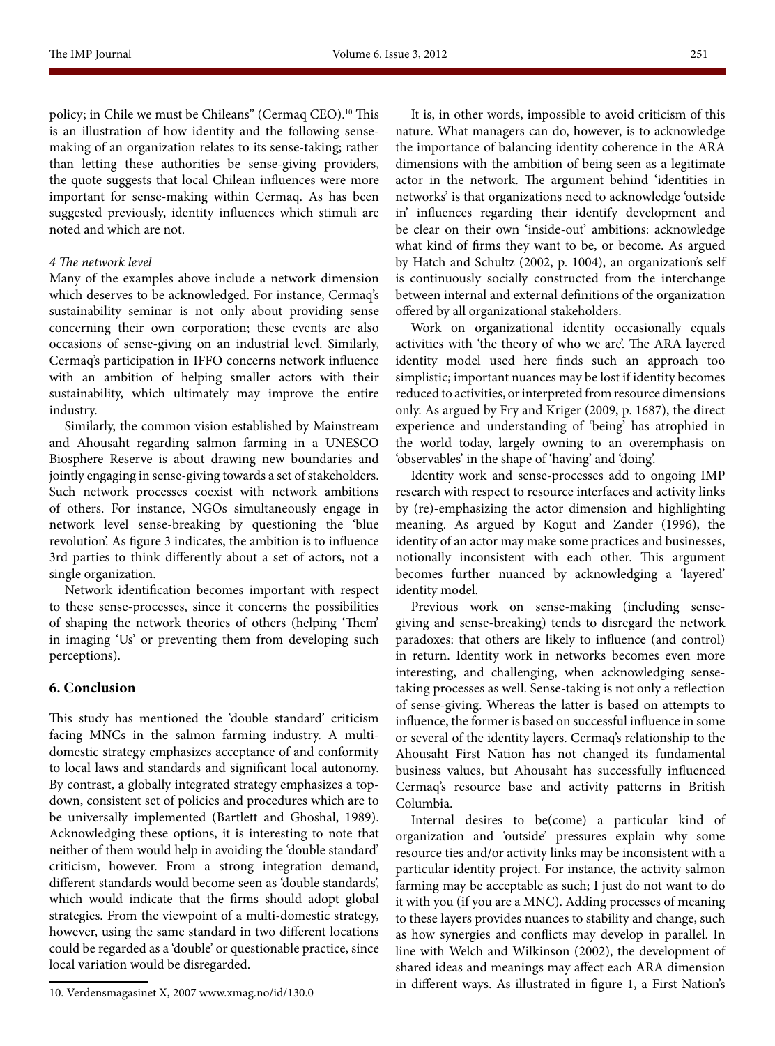policy; in Chile we must be Chileans" (Cermaq CEO).[10] This is an illustration of how identity and the following sense-making of an organization relates to its sense-taking; rather than letting these authorities be sense-giving providers, the quote suggests that local Chilean influences were more important for sense-making within Cermaq. As has been suggested previously, identity influences which stimuli are noted and which are not.

*4 The network level*

Many of the examples above include a network dimension which deserves to be acknowledged. For instance, Cermaq's sustainability seminar is not only about providing sense concerning their own corporation; these events are also occasions of sense-giving on an industrial level. Similarly, Cermaq's participation in IFFO concerns network influence with an ambition of helping smaller actors with their sustainability, which ultimately may improve the entire industry.

Similarly, the common vision established by Mainstream and Ahousaht regarding salmon farming in a UNESCO Biosphere Reserve is about drawing new boundaries and jointly engaging in sense-giving towards a set of stakeholders. Such network processes coexist with network ambitions of others. For instance, NGOs simultaneously engage in network level sense-breaking by questioning the 'blue revolution'. As figure 3 indicates, the ambition is to influence 3rd parties to think differently about a set of actors, not a single organization.

Network identification becomes important with respect to these sense-processes, since it concerns the possibilities of shaping the network theories of others (helping 'Them' in imaging 'Us' or preventing them from developing such perceptions).

## 6. Conclusion

This study has mentioned the 'double standard' criticism facing MNCs in the salmon farming industry. A multi-domestic strategy emphasizes acceptance of and conformity to local laws and standards and significant local autonomy. By contrast, a globally integrated strategy emphasizes a top-down, consistent set of policies and procedures which are to be universally implemented (Bartlett and Ghoshal, 1989). Acknowledging these options, it is interesting to note that neither of them would help in avoiding the 'double standard' criticism, however. From a strong integration demand, different standards would become seen as 'double standards', which would indicate that the firms should adopt global strategies. From the viewpoint of a multi-domestic strategy, however, using the same standard in two different locations could be regarded as a 'double' or questionable practice, since local variation would be disregarded.

It is, in other words, impossible to avoid criticism of this nature. What managers can do, however, is to acknowledge the importance of balancing identity coherence in the ARA dimensions with the ambition of being seen as a legitimate actor in the network. The argument behind 'identities in networks' is that organizations need to acknowledge 'outside in' influences regarding their identify development and be clear on their own 'inside-out' ambitions: acknowledge what kind of firms they want to be, or become. As argued by Hatch and Schultz (2002, p. 1004), an organization's self is continuously socially constructed from the interchange between internal and external definitions of the organization offered by all organizational stakeholders.

Work on organizational identity occasionally equals activities with 'the theory of who we are'. The ARA layered identity model used here finds such an approach too simplistic; important nuances may be lost if identity becomes reduced to activities, or interpreted from resource dimensions only. As argued by Fry and Kriger (2009, p. 1687), the direct experience and understanding of 'being' has atrophied in the world today, largely owning to an overemphasis on 'observables' in the shape of 'having' and 'doing'.

Identity work and sense-processes add to ongoing IMP research with respect to resource interfaces and activity links by (re)-emphasizing the actor dimension and highlighting meaning. As argued by Kogut and Zander (1996), the identity of an actor may make some practices and businesses, notionally inconsistent with each other. This argument becomes further nuanced by acknowledging a 'layered' identity model.

Previous work on sense-making (including sense-giving and sense-breaking) tends to disregard the network paradoxes: that others are likely to influence (and control) in return. Identity work in networks becomes even more interesting, and challenging, when acknowledging sense-taking processes as well. Sense-taking is not only a reflection of sense-giving. Whereas the latter is based on attempts to influence, the former is based on successful influence in some or several of the identity layers. Cermaq's relationship to the Ahousaht First Nation has not changed its fundamental business values, but Ahousaht has successfully influenced Cermaq's resource base and activity patterns in British Columbia.

Internal desires to be(come) a particular kind of organization and 'outside' pressures explain why some resource ties and/or activity links may be inconsistent with a particular identity project. For instance, the activity salmon farming may be acceptable as such; I just do not want to do it with you (if you are a MNC). Adding processes of meaning to these layers provides nuances to stability and change, such as how synergies and conflicts may develop in parallel. In line with Welch and Wilkinson (2002), the development of shared ideas and meanings may affect each ARA dimension in different ways. As illustrated in figure 1, a First Nation's

10. Verdensmagasinet X, 2007 www.xmag.no/id/130.0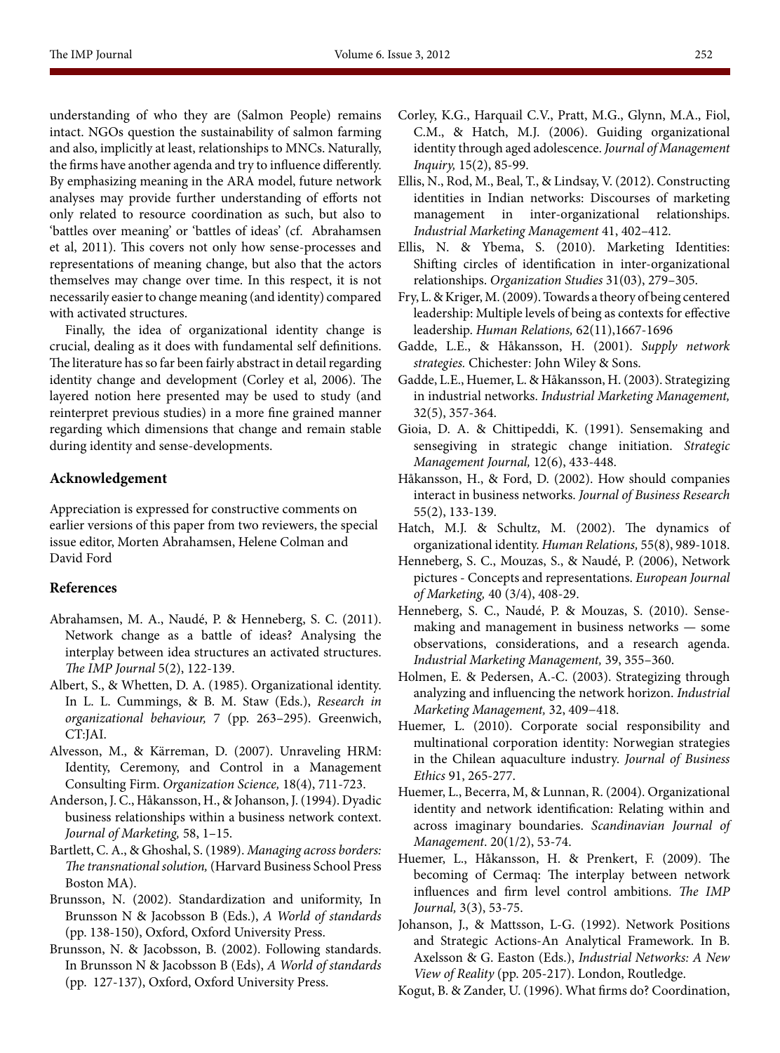understanding of who they are (Salmon People) remains intact. NGOs question the sustainability of salmon farming and also, implicitly at least, relationships to MNCs. Naturally, the firms have another agenda and try to influence differently. By emphasizing meaning in the ARA model, future network analyses may provide further understanding of efforts not only related to resource coordination as such, but also to 'battles over meaning' or 'battles of ideas' (cf. Abrahamsen et al, 2011). This covers not only how sense-processes and representations of meaning change, but also that the actors themselves may change over time. In this respect, it is not necessarily easier to change meaning (and identity) compared with activated structures.

Finally, the idea of organizational identity change is crucial, dealing as it does with fundamental self definitions. The literature has so far been fairly abstract in detail regarding identity change and development (Corley et al, 2006). The layered notion here presented may be used to study (and reinterpret previous studies) in a more fine grained manner regarding which dimensions that change and remain stable during identity and sense-developments.

## Acknowledgement

Appreciation is expressed for constructive comments on earlier versions of this paper from two reviewers, the special issue editor, Morten Abrahamsen, Helene Colman and David Ford

## References

Abrahamsen, M. A., Naudé, P. & Henneberg, S. C. (2011). Network change as a battle of ideas? Analysing the interplay between idea structures an activated structures. *The IMP Journal* 5(2), 122-139.

Albert, S., & Whetten, D. A. (1985). Organizational identity. In L. L. Cummings, & B. M. Staw (Eds.), *Research in organizational behaviour,* 7 (pp. 263–295). Greenwich, CT:JAI.

Alvesson, M., & Kärreman, D. (2007). Unraveling HRM: Identity, Ceremony, and Control in a Management Consulting Firm. *Organization Science,* 18(4), 711-723.

Anderson, J. C., Håkansson, H., & Johanson, J. (1994). Dyadic business relationships within a business network context. *Journal of Marketing,* 58, 1–15.

Bartlett, C. A., & Ghoshal, S. (1989). *Managing across borders: The transnational solution,* (Harvard Business School Press Boston MA).

Brunsson, N. (2002). Standardization and uniformity, In Brunsson N & Jacobsson B (Eds.), *A World of standards* (pp. 138-150), Oxford, Oxford University Press.

Brunsson, N. & Jacobsson, B. (2002). Following standards. In Brunsson N & Jacobsson B (Eds), *A World of standards* (pp. 127-137), Oxford, Oxford University Press.

Corley, K.G., Harquail C.V., Pratt, M.G., Glynn, M.A., Fiol, C.M., & Hatch, M.J. (2006). Guiding organizational identity through aged adolescence. *Journal of Management Inquiry,* 15(2), 85-99.

Ellis, N., Rod, M., Beal, T., & Lindsay, V. (2012). Constructing identities in Indian networks: Discourses of marketing management in inter-organizational relationships. *Industrial Marketing Management* 41, 402–412.

Ellis, N. & Ybema, S. (2010). Marketing Identities: Shifting circles of identification in inter-organizational relationships. *Organization Studies* 31(03), 279–305.

Fry, L. & Kriger, M. (2009). Towards a theory of being centered leadership: Multiple levels of being as contexts for effective leadership. *Human Relations,* 62(11),1667-1696

Gadde, L.E., & Håkansson, H. (2001). *Supply network strategies.* Chichester: John Wiley & Sons.

Gadde, L.E., Huemer, L. & Håkansson, H. (2003). Strategizing in industrial networks. *Industrial Marketing Management,* 32(5), 357-364.

Gioia, D. A. & Chittipeddi, K. (1991). Sensemaking and sensegiving in strategic change initiation. *Strategic Management Journal,* 12(6), 433-448.

Håkansson, H., & Ford, D. (2002). How should companies interact in business networks. *Journal of Business Research* 55(2), 133-139.

Hatch, M.J. & Schultz, M. (2002). The dynamics of organizational identity. *Human Relations,* 55(8), 989-1018.

Henneberg, S. C., Mouzas, S., & Naudé, P. (2006), Network pictures - Concepts and representations. *European Journal of Marketing,* 40 (3/4), 408-29.

Henneberg, S. C., Naudé, P. & Mouzas, S. (2010). Sense-making and management in business networks — some observations, considerations, and a research agenda. *Industrial Marketing Management,* 39, 355–360.

Holmen, E. & Pedersen, A.-C. (2003). Strategizing through analyzing and influencing the network horizon. *Industrial Marketing Management,* 32, 409–418.

Huemer, L. (2010). Corporate social responsibility and multinational corporation identity: Norwegian strategies in the Chilean aquaculture industry. *Journal of Business Ethics* 91, 265-277.

Huemer, L., Becerra, M, & Lunnan, R. (2004). Organizational identity and network identification: Relating within and across imaginary boundaries. *Scandinavian Journal of Management*. 20(1/2), 53-74.

Huemer, L., Håkansson, H. & Prenkert, F. (2009). The becoming of Cermaq: The interplay between network influences and firm level control ambitions. *The IMP Journal,* 3(3), 53-75.

Johanson, J., & Mattsson, L-G. (1992). Network Positions and Strategic Actions-An Analytical Framework. In B. Axelsson & G. Easton (Eds.), *Industrial Networks: A New View of Reality* (pp. 205-217). London, Routledge.

Kogut, B. & Zander, U. (1996). What firms do? Coordination,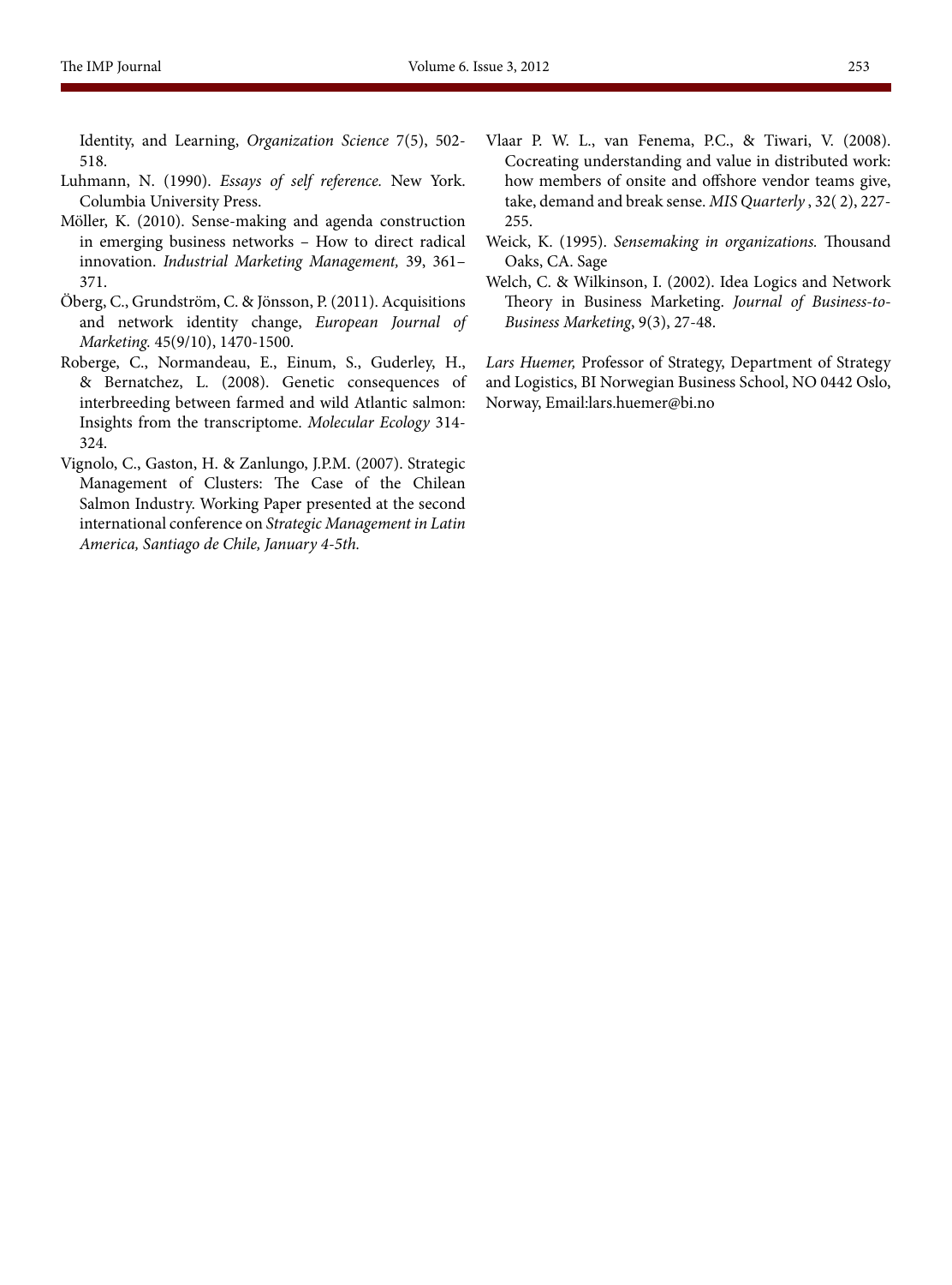Identity, and Learning, *Organization Science* 7(5), 502-518.

Luhmann, N. (1990). *Essays of self reference.* New York. Columbia University Press.

Möller, K. (2010). Sense-making and agenda construction in emerging business networks – How to direct radical innovation. *Industrial Marketing Management,* 39, 361–371.

Öberg, C., Grundström, C. & Jönsson, P. (2011). Acquisitions and network identity change, *European Journal of Marketing.* 45(9/10), 1470-1500.

Roberge, C., Normandeau, E., Einum, S., Guderley, H., & Bernatchez, L. (2008). Genetic consequences of interbreeding between farmed and wild Atlantic salmon: Insights from the transcriptome. *Molecular Ecology* 314-324.

Vignolo, C., Gaston, H. & Zanlungo, J.P.M. (2007). Strategic Management of Clusters: The Case of the Chilean Salmon Industry. Working Paper presented at the second international conference on *Strategic Management in Latin America, Santiago de Chile, January 4-5th.*

Vlaar P. W. L., van Fenema, P.C., & Tiwari, V. (2008). Cocreating understanding and value in distributed work: how members of onsite and offshore vendor teams give, take, demand and break sense. *MIS Quarterly* , 32( 2), 227-255.

Weick, K. (1995). *Sensemaking in organizations.* Thousand Oaks, CA. Sage

Welch, C. & Wilkinson, I. (2002). Idea Logics and Network Theory in Business Marketing. *Journal of Business-to-Business Marketing*, 9(3), 27-48.

*Lars Huemer,* Professor of Strategy, Department of Strategy and Logistics, BI Norwegian Business School, NO 0442 Oslo, Norway, Email:lars.huemer@bi.no